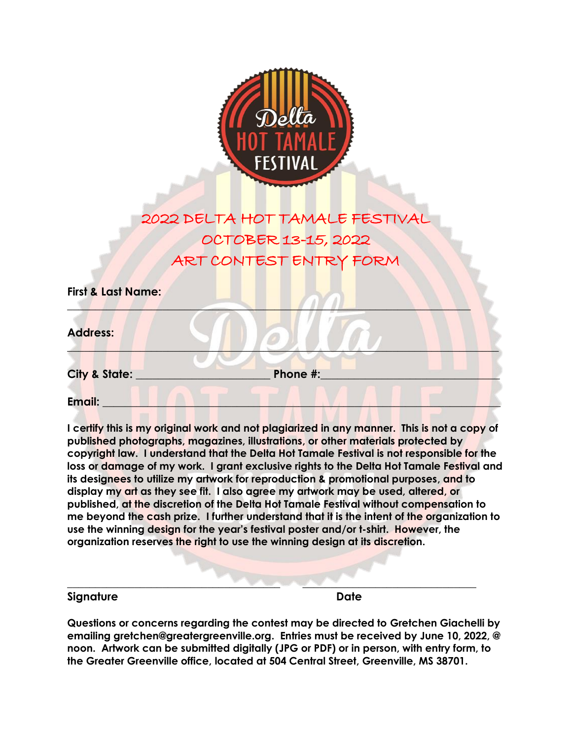# 2022 DELTA HOT TAMALE FESTIVAL

## OCTOBER 13-15, 2022

## ART CONTEST ENTRY FORM

**First & Last Name:** ______________________________________________________________

**Address:** ______________________________________________________________

**City & State:** ______________________ **Phone #:** ______________________________

**Email:** ______________________________________________________________

**I certify this is my original work and not plagiarized in any manner. This is not a copy of published photographs, magazines, illustrations, or other materials protected by copyright law. I understand that the Delta Hot Tamale Festival is not responsible for the loss or damage of my work. I grant exclusive rights to the Delta Hot Tamale Festival and its designees to utilize my artwork for reproduction & promotional purposes, and to display my art as they see fit. I also agree my artwork may be used, altered, or published, at the discretion of the Delta Hot Tamale Festival without compensation to me beyond the cash prize. I further understand that it is the intent of the organization to use the winning design for the year's festival poster and/or t-shirt. However, the organization reserves the right to use the winning design at its discretion.**

______________________________________ ______________________________

**Signature** **Date**

**Questions or concerns regarding the contest may be directed to Gretchen Giachelli by emailing gretchen@greatergreenville.org. Entries must be received by June 10, 2022, @ noon. Artwork can be submitted digitally (JPG or PDF) or in person, with entry form, to the Greater Greenville office, located at 504 Central Street, Greenville, MS 38701.**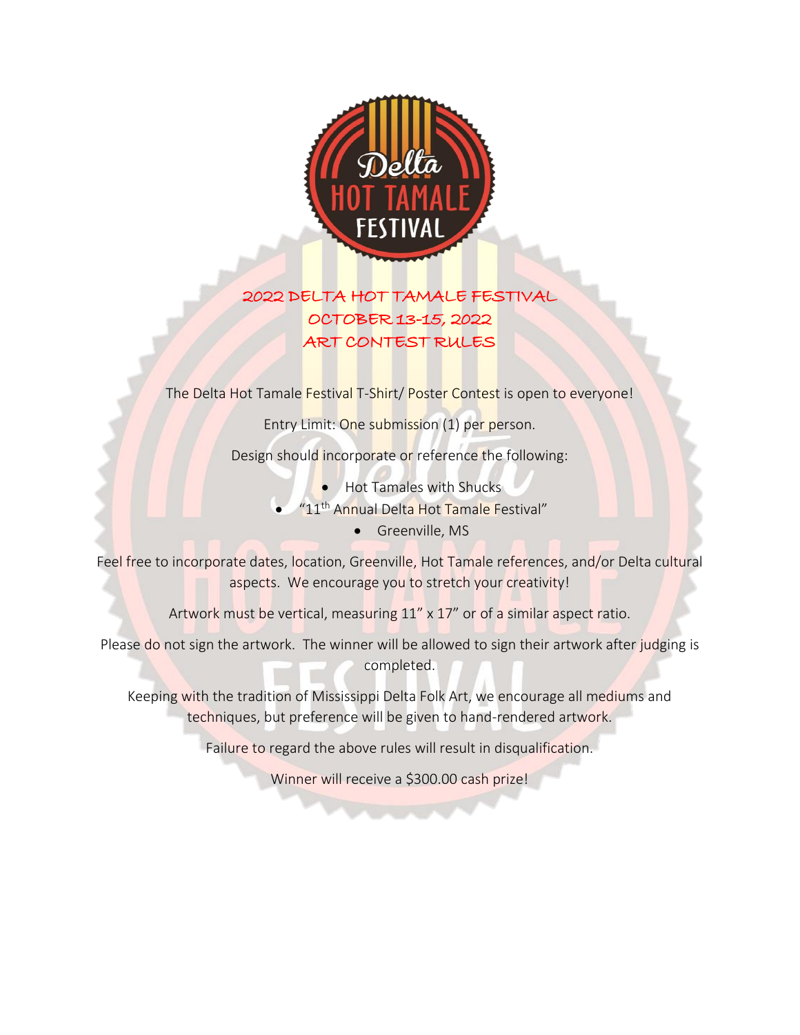# 2022 DELTA HOT TAMALE FESTIVAL
## OCTOBER 13-15, 2022
## ART CONTEST RULES

The Delta Hot Tamale Festival T-Shirt/ Poster Contest is open to everyone!

Entry Limit: One submission (1) per person.

Design should incorporate or reference the following:

- Hot Tamales with Shucks
- "11th Annual Delta Hot Tamale Festival"
- Greenville, MS

Feel free to incorporate dates, location, Greenville, Hot Tamale references, and/or Delta cultural aspects. We encourage you to stretch your creativity!

Artwork must be vertical, measuring 11" x 17" or of a similar aspect ratio.

Please do not sign the artwork. The winner will be allowed to sign their artwork after judging is completed.

Keeping with the tradition of Mississippi Delta Folk Art, we encourage all mediums and techniques, but preference will be given to hand-rendered artwork.

Failure to regard the above rules will result in disqualification.

Winner will receive a $300.00 cash prize!